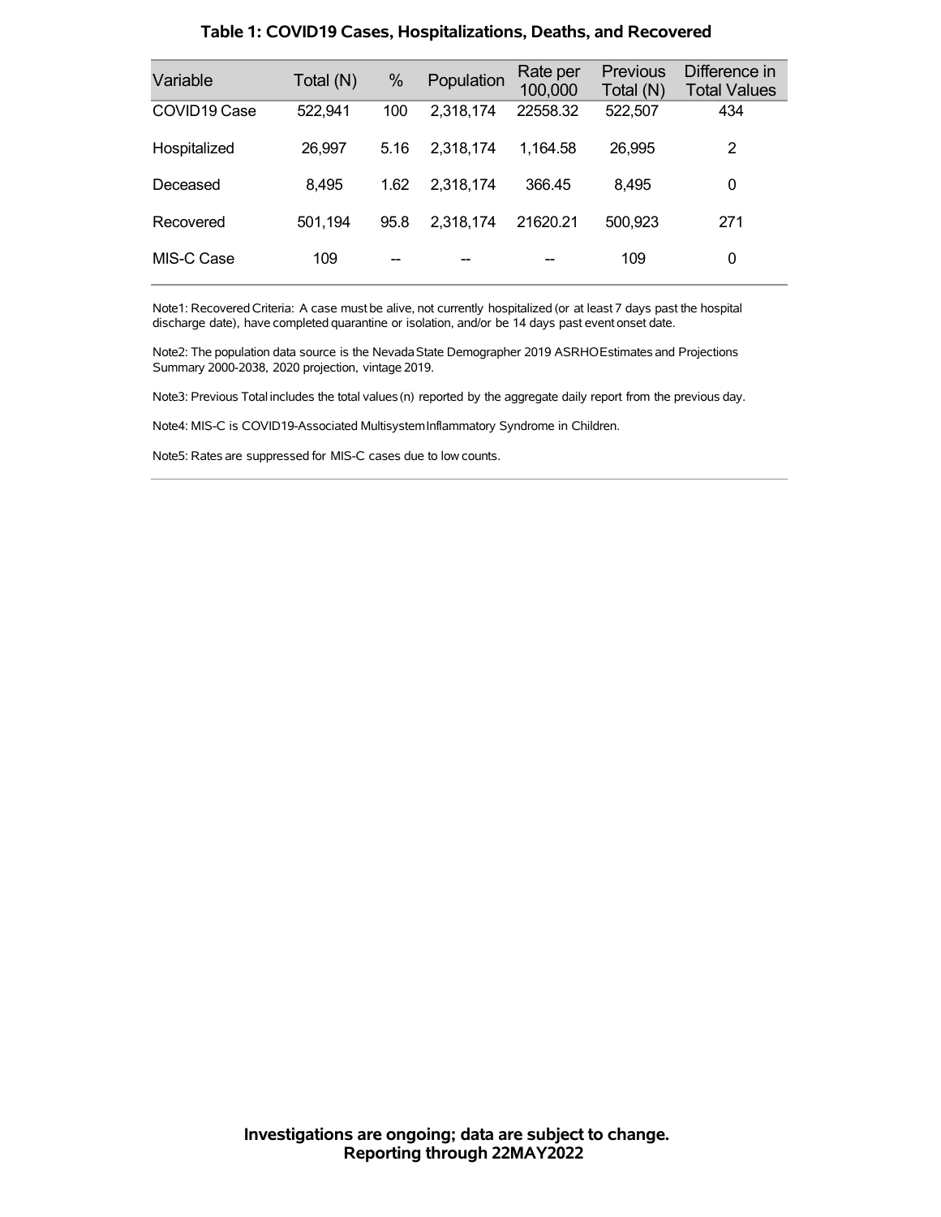## Table 1: COVID19 Cases, Hospitalizations, Deaths, and Recovered

| Variable | Total (N) | % | Population | Rate per 100,000 | Previous Total (N) | Difference in Total Values |
|---|---|---|---|---|---|---|
| COVID19 Case | 522,941 | 100 | 2,318,174 | 22558.32 | 522,507 | 434 |
| Hospitalized | 26,997 | 5.16 | 2,318,174 | 1,164.58 | 26,995 | 2 |
| Deceased | 8,495 | 1.62 | 2,318,174 | 366.45 | 8,495 | 0 |
| Recovered | 501,194 | 95.8 | 2,318,174 | 21620.21 | 500,923 | 271 |
| MIS-C Case | 109 | -- | -- | -- | 109 | 0 |

Note1: Recovered Criteria: A case must be alive, not currently hospitalized (or at least 7 days past the hospital discharge date), have completed quarantine or isolation, and/or be 14 days past event onset date.

Note2: The population data source is the Nevada State Demographer 2019 ASRHO Estimates and Projections Summary 2000-2038, 2020 projection, vintage 2019.

Note3: Previous Total includes the total values (n) reported by the aggregate daily report from the previous day.

Note4: MIS-C is COVID19-Associated Multisystem Inflammatory Syndrome in Children.

Note5: Rates are suppressed for MIS-C cases due to low counts.

**Investigations are ongoing; data are subject to change.**
**Reporting through 22MAY2022**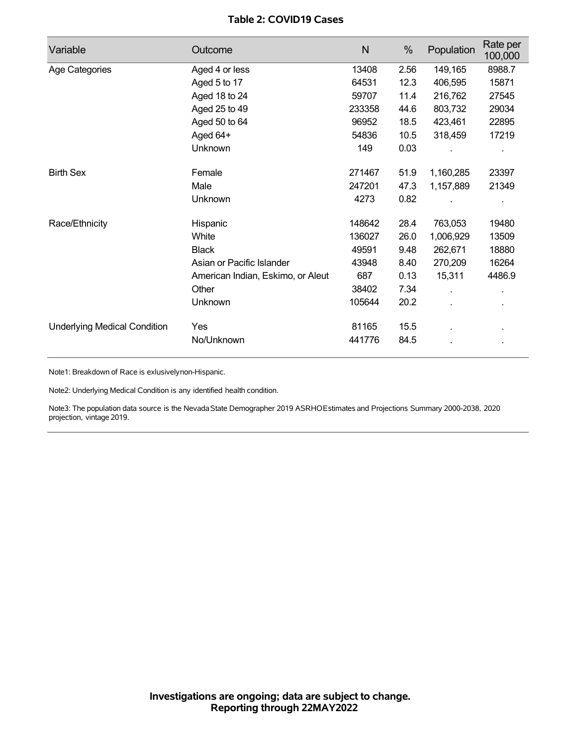**Table 2: COVID19 Cases**

| Variable | Outcome | N | % | Population | Rate per 100,000 |
|---|---|---|---|---|---|
| Age Categories | Aged 4 or less | 13408 | 2.56 | 149,165 | 8988.7 |
| | Aged 5 to 17 | 64531 | 12.3 | 406,595 | 15871 |
| | Aged 18 to 24 | 59707 | 11.4 | 216,762 | 27545 |
| | Aged 25 to 49 | 233358 | 44.6 | 803,732 | 29034 |
| | Aged 50 to 64 | 96952 | 18.5 | 423,461 | 22895 |
| | Aged 64+ | 54836 | 10.5 | 318,459 | 17219 |
| | Unknown | 149 | 0.03 | . | . |
| Birth Sex | Female | 271467 | 51.9 | 1,160,285 | 23397 |
| | Male | 247201 | 47.3 | 1,157,889 | 21349 |
| | Unknown | 4273 | 0.82 | . | . |
| Race/Ethnicity | Hispanic | 148642 | 28.4 | 763,053 | 19480 |
| | White | 136027 | 26.0 | 1,006,929 | 13509 |
| | Black | 49591 | 9.48 | 262,671 | 18880 |
| | Asian or Pacific Islander | 43948 | 8.40 | 270,209 | 16264 |
| | American Indian, Eskimo, or Aleut | 687 | 0.13 | 15,311 | 4486.9 |
| | Other | 38402 | 7.34 | . | . |
| | Unknown | 105644 | 20.2 | . | . |
| Underlying Medical Condition | Yes | 81165 | 15.5 | . | . |
| | No/Unknown | 441776 | 84.5 | . | . |

Note1: Breakdown of Race is exlusivelynon-Hispanic.

Note2: Underlying Medical Condition is any identified health condition.

Note3: The population data source is the Nevada State Demographer 2019 ASRHOEstimates and Projections Summary 2000-2038, 2020 projection, vintage 2019.

**Investigations are ongoing; data are subject to change.**
**Reporting through 22MAY2022**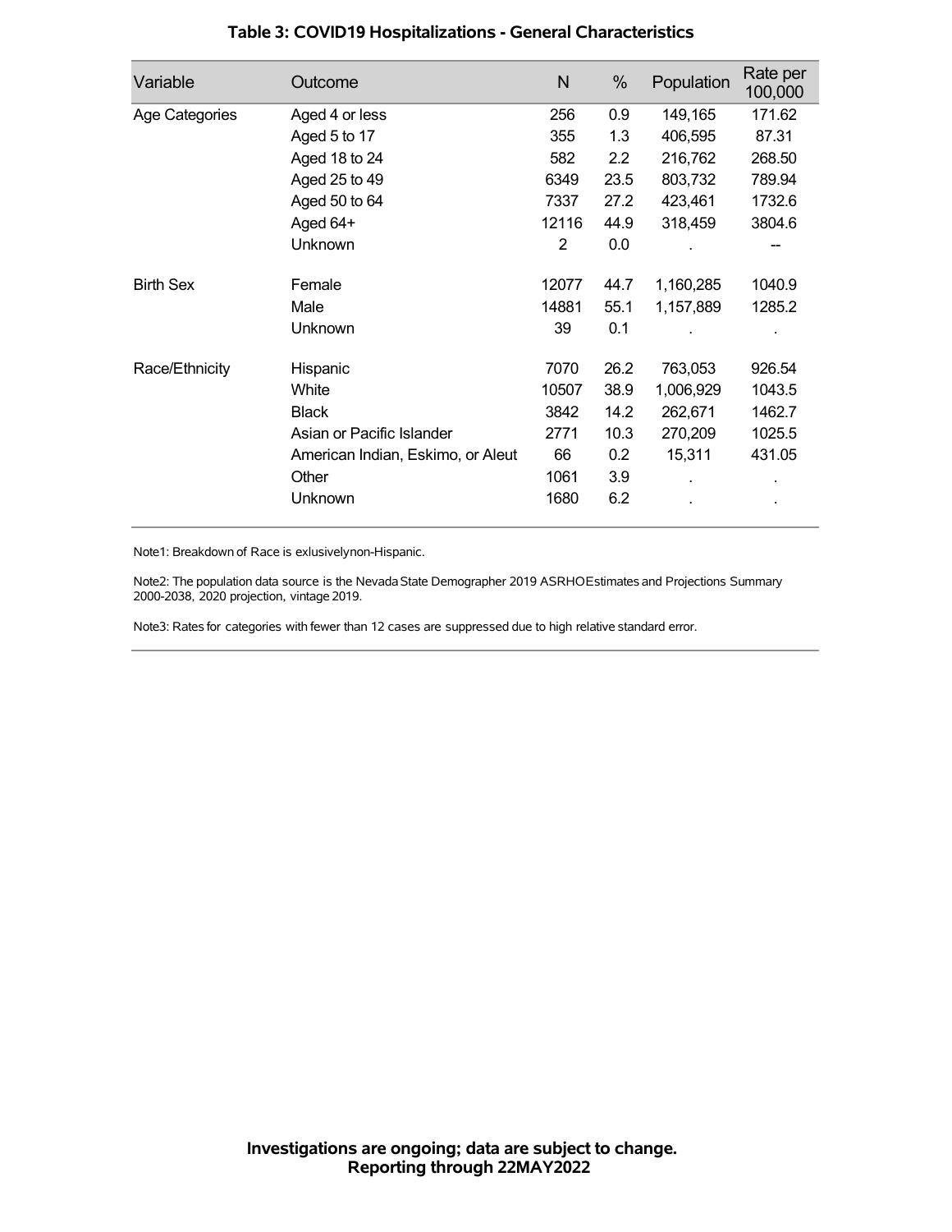### Table 3: COVID19 Hospitalizations - General Characteristics

| Variable | Outcome | N | % | Population | Rate per 100,000 |
|---|---|---|---|---|---|
| Age Categories | Aged 4 or less | 256 | 0.9 | 149,165 | 171.62 |
| | Aged 5 to 17 | 355 | 1.3 | 406,595 | 87.31 |
| | Aged 18 to 24 | 582 | 2.2 | 216,762 | 268.50 |
| | Aged 25 to 49 | 6349 | 23.5 | 803,732 | 789.94 |
| | Aged 50 to 64 | 7337 | 27.2 | 423,461 | 1732.6 |
| | Aged 64+ | 12116 | 44.9 | 318,459 | 3804.6 |
| | Unknown | 2 | 0.0 | . | -- |
| Birth Sex | Female | 12077 | 44.7 | 1,160,285 | 1040.9 |
| | Male | 14881 | 55.1 | 1,157,889 | 1285.2 |
| | Unknown | 39 | 0.1 | . | . |
| Race/Ethnicity | Hispanic | 7070 | 26.2 | 763,053 | 926.54 |
| | White | 10507 | 38.9 | 1,006,929 | 1043.5 |
| | Black | 3842 | 14.2 | 262,671 | 1462.7 |
| | Asian or Pacific Islander | 2771 | 10.3 | 270,209 | 1025.5 |
| | American Indian, Eskimo, or Aleut | 66 | 0.2 | 15,311 | 431.05 |
| | Other | 1061 | 3.9 | . | . |
| | Unknown | 1680 | 6.2 | . | . |

Note1: Breakdown of Race is exlusivelynon-Hispanic.

Note2: The population data source is the Nevada State Demographer 2019 ASRHOEstimates and Projections Summary 2000-2038, 2020 projection, vintage 2019.

Note3: Rates for categories with fewer than 12 cases are suppressed due to high relative standard error.

**Investigations are ongoing; data are subject to change.**
**Reporting through 22MAY2022**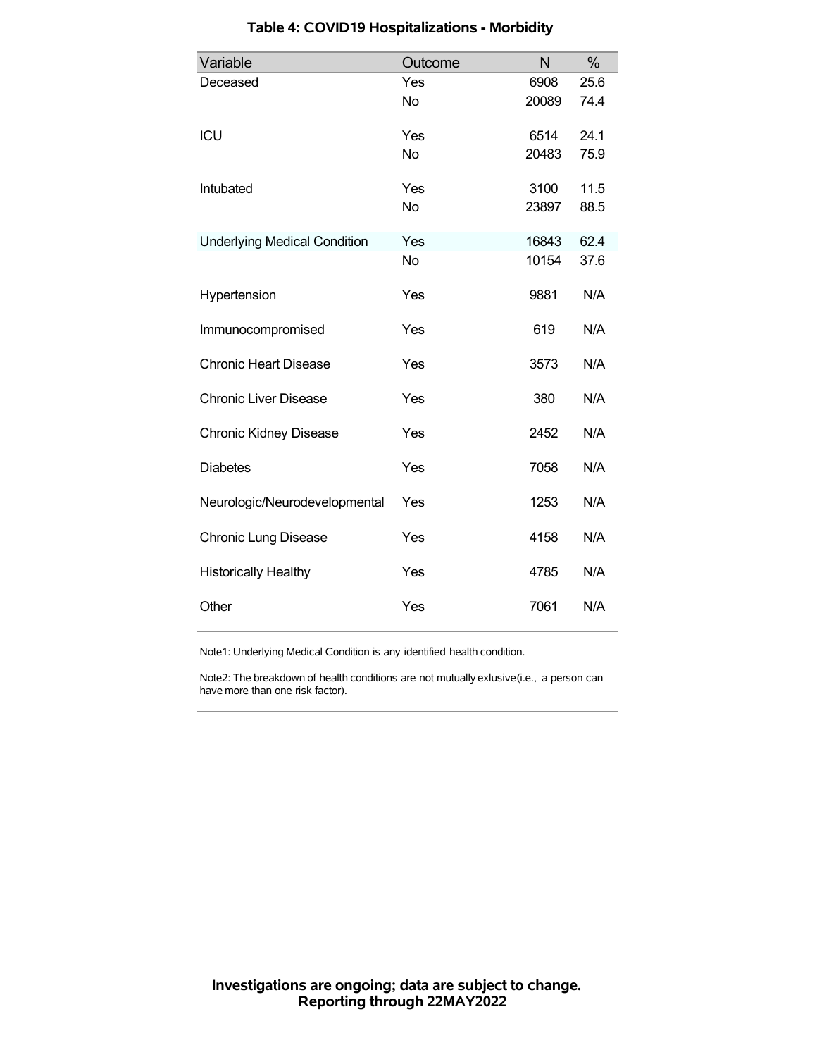## Table 4: COVID19 Hospitalizations - Morbidity

| Variable | Outcome | N | % |
|---|---|---|---|
| Deceased | Yes | 6908 | 25.6 |
| | No | 20089 | 74.4 |
| ICU | Yes | 6514 | 24.1 |
| | No | 20483 | 75.9 |
| Intubated | Yes | 3100 | 11.5 |
| | No | 23897 | 88.5 |
| Underlying Medical Condition | Yes | 16843 | 62.4 |
| | No | 10154 | 37.6 |
| Hypertension | Yes | 9881 | N/A |
| Immunocompromised | Yes | 619 | N/A |
| Chronic Heart Disease | Yes | 3573 | N/A |
| Chronic Liver Disease | Yes | 380 | N/A |
| Chronic Kidney Disease | Yes | 2452 | N/A |
| Diabetes | Yes | 7058 | N/A |
| Neurologic/Neurodevelopmental | Yes | 1253 | N/A |
| Chronic Lung Disease | Yes | 4158 | N/A |
| Historically Healthy | Yes | 4785 | N/A |
| Other | Yes | 7061 | N/A |

Note1: Underlying Medical Condition is any identified health condition.

Note2: The breakdown of health conditions are not mutually exlusive(i.e., a person can have more than one risk factor).

**Investigations are ongoing; data are subject to change.**
**Reporting through 22MAY2022**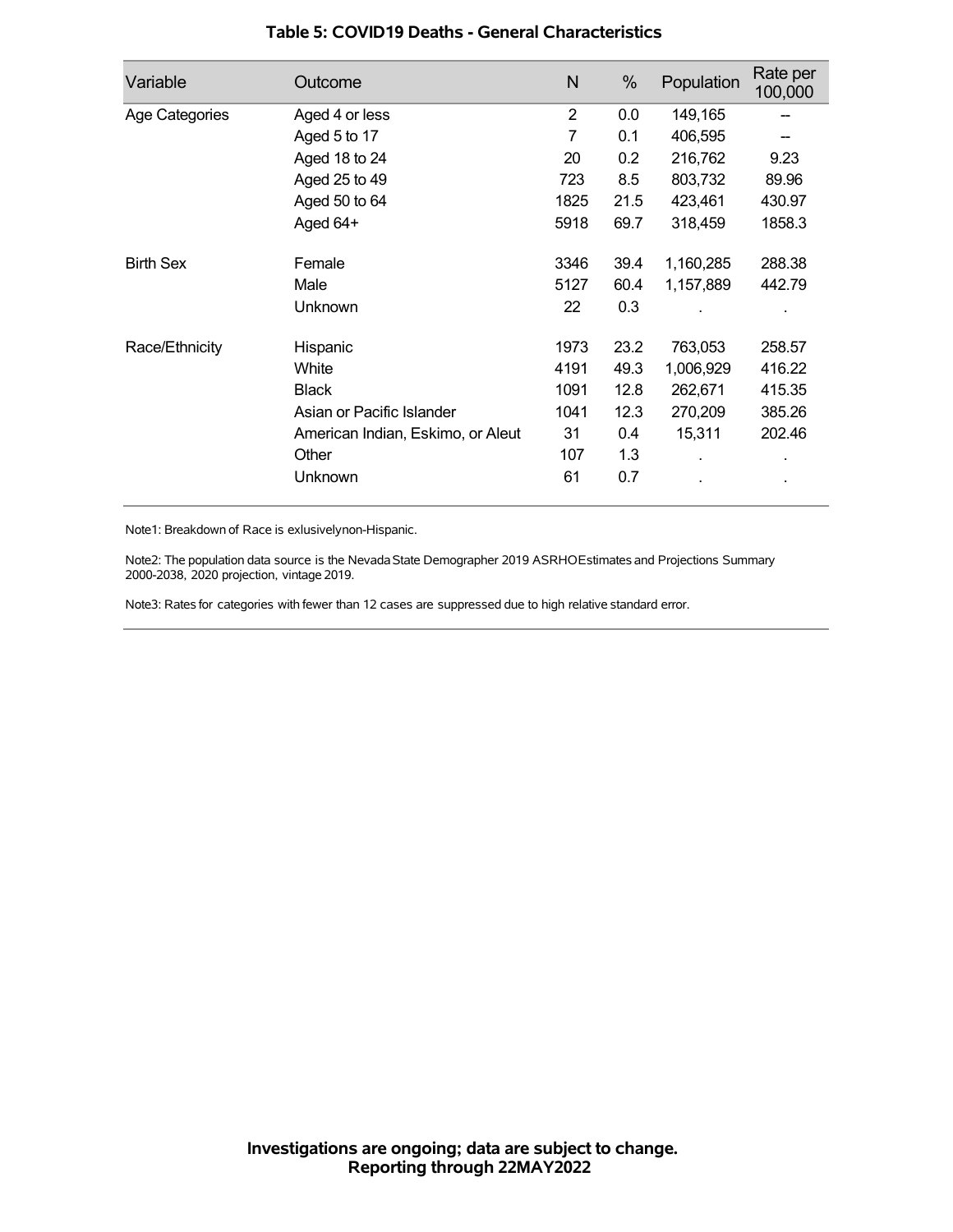### Table 5: COVID19 Deaths - General Characteristics

| Variable | Outcome | N | % | Population | Rate per 100,000 |
|---|---|---|---|---|---|
| Age Categories | Aged 4 or less | 2 | 0.0 | 149,165 | -- |
| | Aged 5 to 17 | 7 | 0.1 | 406,595 | -- |
| | Aged 18 to 24 | 20 | 0.2 | 216,762 | 9.23 |
| | Aged 25 to 49 | 723 | 8.5 | 803,732 | 89.96 |
| | Aged 50 to 64 | 1825 | 21.5 | 423,461 | 430.97 |
| | Aged 64+ | 5918 | 69.7 | 318,459 | 1858.3 |
| Birth Sex | Female | 3346 | 39.4 | 1,160,285 | 288.38 |
| | Male | 5127 | 60.4 | 1,157,889 | 442.79 |
| | Unknown | 22 | 0.3 | . | . |
| Race/Ethnicity | Hispanic | 1973 | 23.2 | 763,053 | 258.57 |
| | White | 4191 | 49.3 | 1,006,929 | 416.22 |
| | Black | 1091 | 12.8 | 262,671 | 415.35 |
| | Asian or Pacific Islander | 1041 | 12.3 | 270,209 | 385.26 |
| | American Indian, Eskimo, or Aleut | 31 | 0.4 | 15,311 | 202.46 |
| | Other | 107 | 1.3 | . | . |
| | Unknown | 61 | 0.7 | . | . |

Note1: Breakdown of Race is exlusivelynon-Hispanic.

Note2: The population data source is the Nevada State Demographer 2019 ASRHOEstimates and Projections Summary 2000-2038, 2020 projection, vintage 2019.

Note3: Rates for categories with fewer than 12 cases are suppressed due to high relative standard error.

**Investigations are ongoing; data are subject to change.**
**Reporting through 22MAY2022**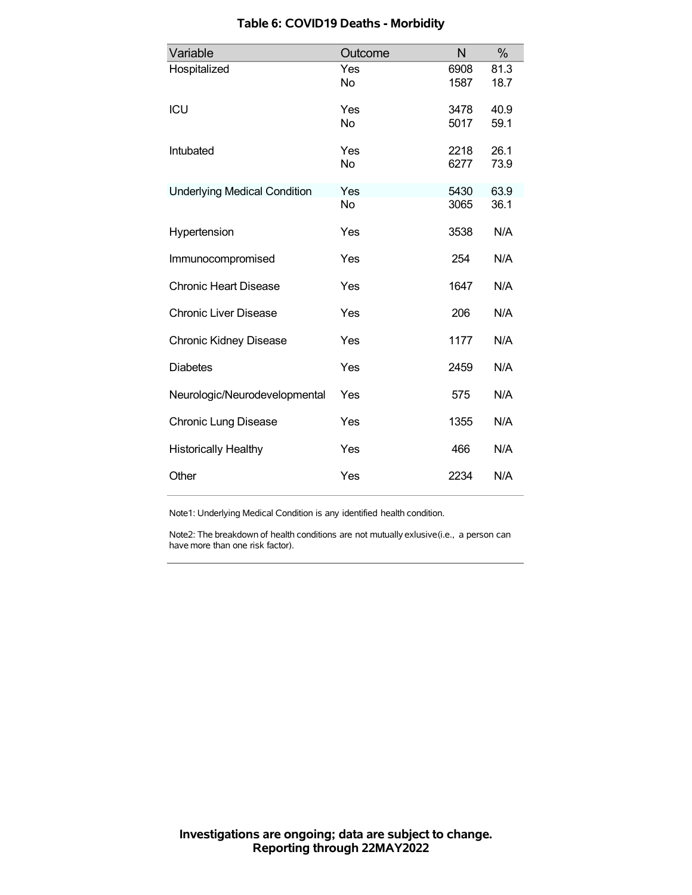# Table 6: COVID19 Deaths - Morbidity

| Variable | Outcome | N | % |
|---|---|---|---|
| Hospitalized | Yes | 6908 | 81.3 |
| | No | 1587 | 18.7 |
| ICU | Yes | 3478 | 40.9 |
| | No | 5017 | 59.1 |
| Intubated | Yes | 2218 | 26.1 |
| | No | 6277 | 73.9 |
| Underlying Medical Condition | Yes | 5430 | 63.9 |
| | No | 3065 | 36.1 |
| Hypertension | Yes | 3538 | N/A |
| Immunocompromised | Yes | 254 | N/A |
| Chronic Heart Disease | Yes | 1647 | N/A |
| Chronic Liver Disease | Yes | 206 | N/A |
| Chronic Kidney Disease | Yes | 1177 | N/A |
| Diabetes | Yes | 2459 | N/A |
| Neurologic/Neurodevelopmental | Yes | 575 | N/A |
| Chronic Lung Disease | Yes | 1355 | N/A |
| Historically Healthy | Yes | 466 | N/A |
| Other | Yes | 2234 | N/A |

Note1: Underlying Medical Condition is any identified health condition.

Note2: The breakdown of health conditions are not mutually exlusive(i.e., a person can have more than one risk factor).

**Investigations are ongoing; data are subject to change.**
**Reporting through 22MAY2022**